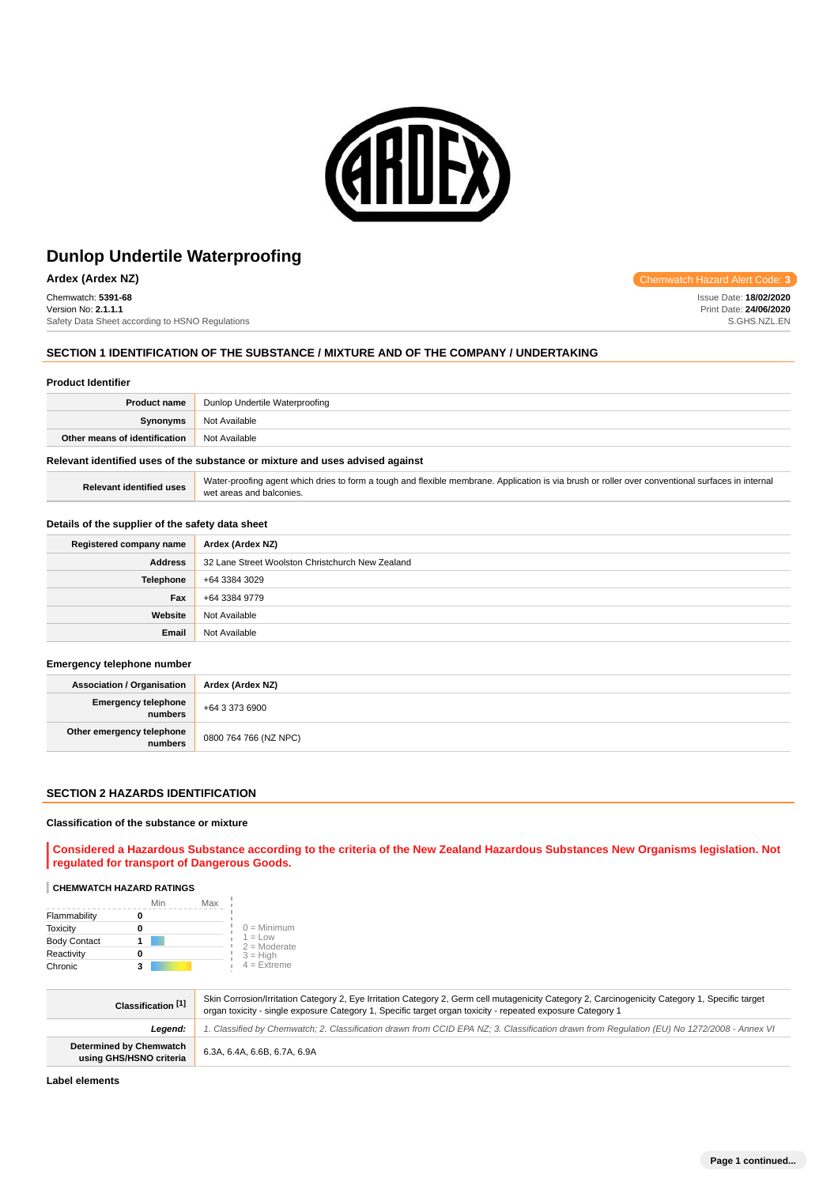# Dunlop Undertile Waterproofing

**Ardex (Ardex NZ)**

Chemwatch Hazard Alert Code: **3**

Chemwatch: **5391-68**
Version No: **2.1.1.1**
Safety Data Sheet according to HSNO Regulations

Issue Date: **18/02/2020**
Print Date: **24/06/2020**
S.GHS.NZL.EN

## SECTION 1 IDENTIFICATION OF THE SUBSTANCE / MIXTURE AND OF THE COMPANY / UNDERTAKING

### Product Identifier

| | |
|---|---|
| **Product name** | Dunlop Undertile Waterproofing |
| **Synonyms** | Not Available |
| **Other means of identification** | Not Available |

### Relevant identified uses of the substance or mixture and uses advised against

| | |
|---|---|
| **Relevant identified uses** | Water-proofing agent which dries to form a tough and flexible membrane. Application is via brush or roller over conventional surfaces in internal wet areas and balconies. |

### Details of the supplier of the safety data sheet

| | |
|---|---|
| **Registered company name** | **Ardex (Ardex NZ)** |
| **Address** | 32 Lane Street Woolston Christchurch New Zealand |
| **Telephone** | +64 3384 3029 |
| **Fax** | +64 3384 9779 |
| **Website** | Not Available |
| **Email** | Not Available |

### Emergency telephone number

| | |
|---|---|
| **Association / Organisation** | **Ardex (Ardex NZ)** |
| **Emergency telephone numbers** | +64 3 373 6900 |
| **Other emergency telephone numbers** | 0800 764 766 (NZ NPC) |

## SECTION 2 HAZARDS IDENTIFICATION

### Classification of the substance or mixture

**Considered a Hazardous Substance according to the criteria of the New Zealand Hazardous Substances New Organisms legislation. Not regulated for transport of Dangerous Goods.**

**CHEMWATCH HAZARD RATINGS**

| | Rating |
|---|---|
| Flammability | 0 |
| Toxicity | 0 |
| Body Contact | 1 |
| Reactivity | 0 |
| Chronic | 3 |

0 = Minimum
1 = Low
2 = Moderate
3 = High
4 = Extreme

| | |
|---|---|
| **Classification [1]** | Skin Corrosion/Irritation Category 2, Eye Irritation Category 2, Germ cell mutagenicity Category 2, Carcinogenicity Category 1, Specific target organ toxicity - single exposure Category 1, Specific target organ toxicity - repeated exposure Category 1 |
| ***Legend:*** | *1. Classified by Chemwatch; 2. Classification drawn from CCID EPA NZ; 3. Classification drawn from Regulation (EU) No 1272/2008 - Annex VI* |
| **Determined by Chemwatch using GHS/HSNO criteria** | 6.3A, 6.4A, 6.6B, 6.7A, 6.9A |

### Label elements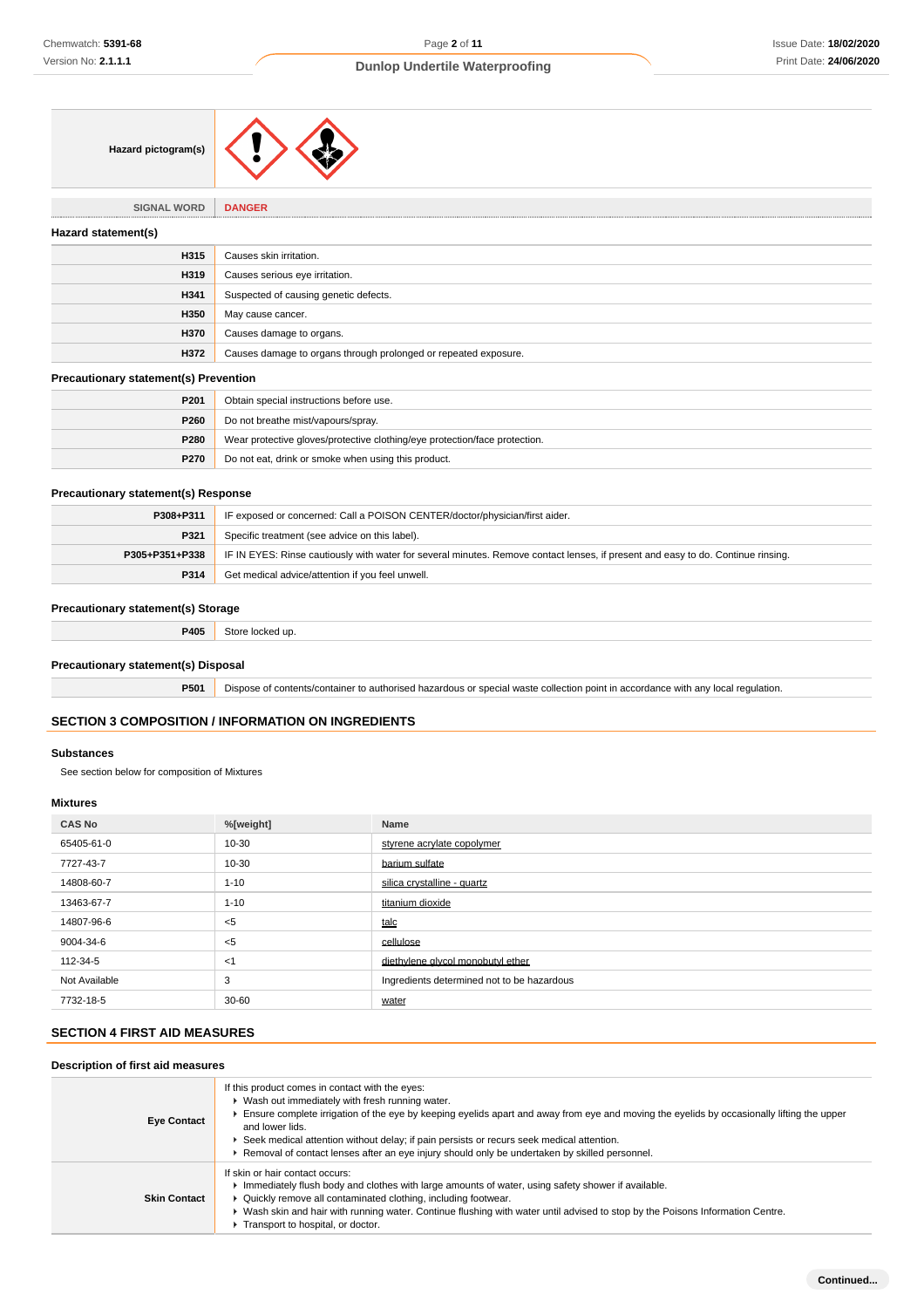| Hazard pictogram(s) | |
|---|---|
| SIGNAL WORD | DANGER |

### Hazard statement(s)

| | |
|---|---|
| H315 | Causes skin irritation. |
| H319 | Causes serious eye irritation. |
| H341 | Suspected of causing genetic defects. |
| H350 | May cause cancer. |
| H370 | Causes damage to organs. |
| H372 | Causes damage to organs through prolonged or repeated exposure. |

### Precautionary statement(s) Prevention

| | |
|---|---|
| P201 | Obtain special instructions before use. |
| P260 | Do not breathe mist/vapours/spray. |
| P280 | Wear protective gloves/protective clothing/eye protection/face protection. |
| P270 | Do not eat, drink or smoke when using this product. |

### Precautionary statement(s) Response

| | |
|---|---|
| P308+P311 | IF exposed or concerned: Call a POISON CENTER/doctor/physician/first aider. |
| P321 | Specific treatment (see advice on this label). |
| P305+P351+P338 | IF IN EYES: Rinse cautiously with water for several minutes. Remove contact lenses, if present and easy to do. Continue rinsing. |
| P314 | Get medical advice/attention if you feel unwell. |

### Precautionary statement(s) Storage

| | |
|---|---|
| P405 | Store locked up. |

### Precautionary statement(s) Disposal

| | |
|---|---|
| P501 | Dispose of contents/container to authorised hazardous or special waste collection point in accordance with any local regulation. |

## SECTION 3 COMPOSITION / INFORMATION ON INGREDIENTS

### Substances

See section below for composition of Mixtures

### Mixtures

| CAS No | %[weight] | Name |
|---|---|---|
| 65405-61-0 | 10-30 | styrene acrylate copolymer |
| 7727-43-7 | 10-30 | barium sulfate |
| 14808-60-7 | 1-10 | silica crystalline - quartz |
| 13463-67-7 | 1-10 | titanium dioxide |
| 14807-96-6 | <5 | talc |
| 9004-34-6 | <5 | cellulose |
| 112-34-5 | <1 | diethylene glycol monobutyl ether |
| Not Available | 3 | Ingredients determined not to be hazardous |
| 7732-18-5 | 30-60 | water |

## SECTION 4 FIRST AID MEASURES

### Description of first aid measures

| | |
|---|---|
| Eye Contact | If this product comes in contact with the eyes:<br>▸ Wash out immediately with fresh running water.<br>▸ Ensure complete irrigation of the eye by keeping eyelids apart and away from eye and moving the eyelids by occasionally lifting the upper and lower lids.<br>▸ Seek medical attention without delay; if pain persists or recurs seek medical attention.<br>▸ Removal of contact lenses after an eye injury should only be undertaken by skilled personnel. |
| Skin Contact | If skin or hair contact occurs:<br>▸ Immediately flush body and clothes with large amounts of water, using safety shower if available.<br>▸ Quickly remove all contaminated clothing, including footwear.<br>▸ Wash skin and hair with running water. Continue flushing with water until advised to stop by the Poisons Information Centre.<br>▸ Transport to hospital, or doctor. |

Continued...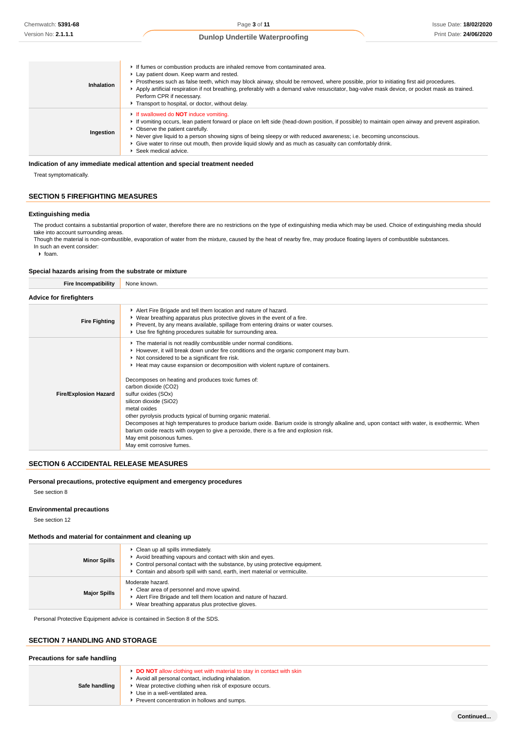| | |
|---|---|
| **Inhalation** | ▸ If fumes or combustion products are inhaled remove from contaminated area.<br>▸ Lay patient down. Keep warm and rested.<br>▸ Prostheses such as false teeth, which may block airway, should be removed, where possible, prior to initiating first aid procedures.<br>▸ Apply artificial respiration if not breathing, preferably with a demand valve resuscitator, bag-valve mask device, or pocket mask as trained. Perform CPR if necessary.<br>▸ Transport to hospital, or doctor, without delay. |
| **Ingestion** | ▸ If swallowed do **NOT** induce vomiting.<br>▸ If vomiting occurs, lean patient forward or place on left side (head-down position, if possible) to maintain open airway and prevent aspiration.<br>▸ Observe the patient carefully.<br>▸ Never give liquid to a person showing signs of being sleepy or with reduced awareness; i.e. becoming unconscious.<br>▸ Give water to rinse out mouth, then provide liquid slowly and as much as casualty can comfortably drink.<br>▸ Seek medical advice. |

### Indication of any immediate medical attention and special treatment needed

Treat symptomatically.

## SECTION 5 FIREFIGHTING MEASURES

### Extinguishing media

The product contains a substantial proportion of water, therefore there are no restrictions on the type of extinguishing media which may be used. Choice of extinguishing media should take into account surrounding areas.
Though the material is non-combustible, evaporation of water from the mixture, caused by the heat of nearby fire, may produce floating layers of combustible substances.
In such an event consider:
- foam.

### Special hazards arising from the substrate or mixture

| | |
|---|---|
| **Fire Incompatibility** | None known. |

### Advice for firefighters

| | |
|---|---|
| **Fire Fighting** | ▸ Alert Fire Brigade and tell them location and nature of hazard.<br>▸ Wear breathing apparatus plus protective gloves in the event of a fire.<br>▸ Prevent, by any means available, spillage from entering drains or water courses.<br>▸ Use fire fighting procedures suitable for surrounding area. |
| **Fire/Explosion Hazard** | ▸ The material is not readily combustible under normal conditions.<br>▸ However, it will break down under fire conditions and the organic component may burn.<br>▸ Not considered to be a significant fire risk.<br>▸ Heat may cause expansion or decomposition with violent rupture of containers.<br><br>Decomposes on heating and produces toxic fumes of:<br>carbon dioxide ($CO_2$)<br>sulfur oxides ($SO_x$)<br>silicon dioxide ($SiO_2$)<br>metal oxides<br>other pyrolysis products typical of burning organic material.<br>Decomposes at high temperatures to produce barium oxide. Barium oxide is strongly alkaline and, upon contact with water, is exothermic. When barium oxide reacts with oxygen to give a peroxide, there is a fire and explosion risk.<br>May emit poisonous fumes.<br>May emit corrosive fumes. |

## SECTION 6 ACCIDENTAL RELEASE MEASURES

### Personal precautions, protective equipment and emergency procedures

See section 8

### Environmental precautions

See section 12

### Methods and material for containment and cleaning up

| | |
|---|---|
| **Minor Spills** | ▸ Clean up all spills immediately.<br>▸ Avoid breathing vapours and contact with skin and eyes.<br>▸ Control personal contact with the substance, by using protective equipment.<br>▸ Contain and absorb spill with sand, earth, inert material or vermiculite. |
| **Major Spills** | Moderate hazard.<br>▸ Clear area of personnel and move upwind.<br>▸ Alert Fire Brigade and tell them location and nature of hazard.<br>▸ Wear breathing apparatus plus protective gloves. |

Personal Protective Equipment advice is contained in Section 8 of the SDS.

## SECTION 7 HANDLING AND STORAGE

### Precautions for safe handling

| | |
|---|---|
| **Safe handling** | ▸ **DO NOT** allow clothing wet with material to stay in contact with skin<br>▸ Avoid all personal contact, including inhalation.<br>▸ Wear protective clothing when risk of exposure occurs.<br>▸ Use in a well-ventilated area.<br>▸ Prevent concentration in hollows and sumps. |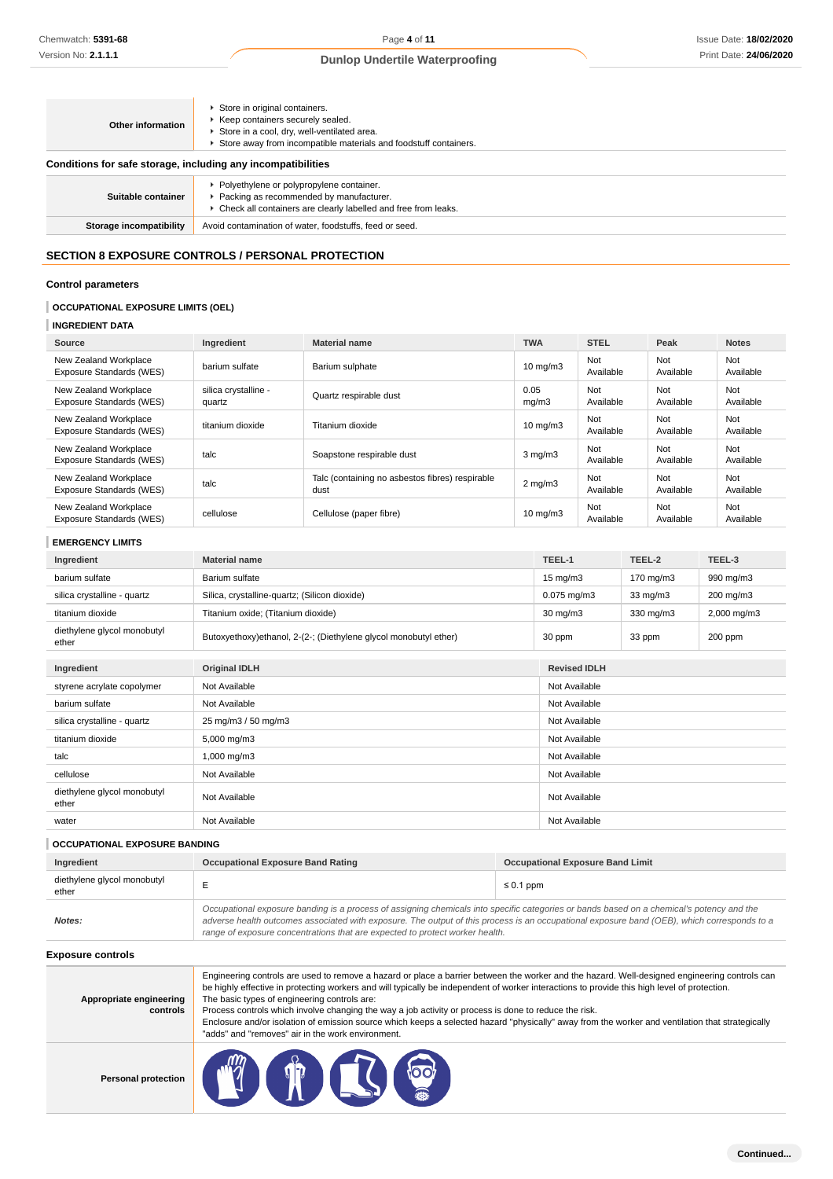| | |
|---|---|
| **Other information** | ▸ Store in original containers.<br>▸ Keep containers securely sealed.<br>▸ Store in a cool, dry, well-ventilated area.<br>▸ Store away from incompatible materials and foodstuff containers. |

**Conditions for safe storage, including any incompatibilities**

| | |
|---|---|
| **Suitable container** | ▸ Polyethylene or polypropylene container.<br>▸ Packing as recommended by manufacturer.<br>▸ Check all containers are clearly labelled and free from leaks. |
| **Storage incompatibility** | Avoid contamination of water, foodstuffs, feed or seed. |

## SECTION 8 EXPOSURE CONTROLS / PERSONAL PROTECTION

### Control parameters

**OCCUPATIONAL EXPOSURE LIMITS (OEL)**

**INGREDIENT DATA**

| Source | Ingredient | Material name | TWA | STEL | Peak | Notes |
|---|---|---|---|---|---|---|
| New Zealand Workplace Exposure Standards (WES) | barium sulfate | Barium sulphate | 10 mg/m3 | Not Available | Not Available | Not Available |
| New Zealand Workplace Exposure Standards (WES) | silica crystalline - quartz | Quartz respirable dust | 0.05 mg/m3 | Not Available | Not Available | Not Available |
| New Zealand Workplace Exposure Standards (WES) | titanium dioxide | Titanium dioxide | 10 mg/m3 | Not Available | Not Available | Not Available |
| New Zealand Workplace Exposure Standards (WES) | talc | Soapstone respirable dust | 3 mg/m3 | Not Available | Not Available | Not Available |
| New Zealand Workplace Exposure Standards (WES) | talc | Talc (containing no asbestos fibres) respirable dust | 2 mg/m3 | Not Available | Not Available | Not Available |
| New Zealand Workplace Exposure Standards (WES) | cellulose | Cellulose (paper fibre) | 10 mg/m3 | Not Available | Not Available | Not Available |

**EMERGENCY LIMITS**

| Ingredient | Material name | TEEL-1 | TEEL-2 | TEEL-3 |
|---|---|---|---|---|
| barium sulfate | Barium sulfate | 15 mg/m3 | 170 mg/m3 | 990 mg/m3 |
| silica crystalline - quartz | Silica, crystalline-quartz; (Silicon dioxide) | 0.075 mg/m3 | 33 mg/m3 | 200 mg/m3 |
| titanium dioxide | Titanium oxide; (Titanium dioxide) | 30 mg/m3 | 330 mg/m3 | 2,000 mg/m3 |
| diethylene glycol monobutyl ether | Butoxyethoxy)ethanol, 2-(2-; (Diethylene glycol monobutyl ether) | 30 ppm | 33 ppm | 200 ppm |

| Ingredient | Original IDLH | Revised IDLH |
|---|---|---|
| styrene acrylate copolymer | Not Available | Not Available |
| barium sulfate | Not Available | Not Available |
| silica crystalline - quartz | 25 mg/m3 / 50 mg/m3 | Not Available |
| titanium dioxide | 5,000 mg/m3 | Not Available |
| talc | 1,000 mg/m3 | Not Available |
| cellulose | Not Available | Not Available |
| diethylene glycol monobutyl ether | Not Available | Not Available |
| water | Not Available | Not Available |

**OCCUPATIONAL EXPOSURE BANDING**

| Ingredient | Occupational Exposure Band Rating | Occupational Exposure Band Limit |
|---|---|---|
| diethylene glycol monobutyl ether | E | ≤ 0.1 ppm |
| ***Notes:*** | *Occupational exposure banding is a process of assigning chemicals into specific categories or bands based on a chemical's potency and the adverse health outcomes associated with exposure. The output of this process is an occupational exposure band (OEB), which corresponds to a range of exposure concentrations that are expected to protect worker health.* | |

### Exposure controls

| | |
|---|---|
| **Appropriate engineering controls** | Engineering controls are used to remove a hazard or place a barrier between the worker and the hazard. Well-designed engineering controls can be highly effective in protecting workers and will typically be independent of worker interactions to provide this high level of protection.<br>The basic types of engineering controls are:<br>Process controls which involve changing the way a job activity or process is done to reduce the risk.<br>Enclosure and/or isolation of emission source which keeps a selected hazard "physically" away from the worker and ventilation that strategically "adds" and "removes" air in the work environment. |
| **Personal protection** | |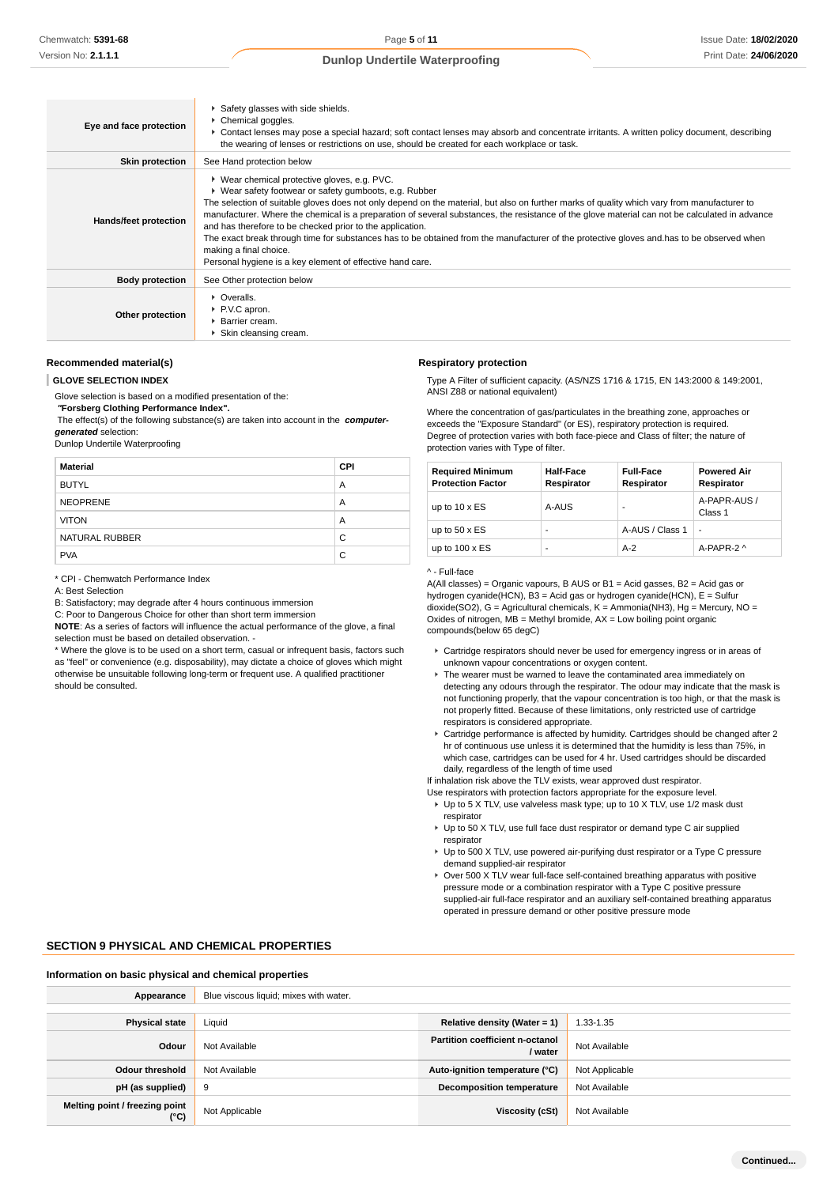| | |
|---|---|
| **Eye and face protection** | ▸ Safety glasses with side shields.<br>▸ Chemical goggles.<br>▸ Contact lenses may pose a special hazard; soft contact lenses may absorb and concentrate irritants. A written policy document, describing the wearing of lenses or restrictions on use, should be created for each workplace or task. |
| **Skin protection** | See Hand protection below |
| **Hands/feet protection** | ▸ Wear chemical protective gloves, e.g. PVC.<br>▸ Wear safety footwear or safety gumboots, e.g. Rubber<br>The selection of suitable gloves does not only depend on the material, but also on further marks of quality which vary from manufacturer to manufacturer. Where the chemical is a preparation of several substances, the resistance of the glove material can not be calculated in advance and has therefore to be checked prior to the application.<br>The exact break through time for substances has to be obtained from the manufacturer of the protective gloves and.has to be observed when making a final choice.<br>Personal hygiene is a key element of effective hand care. |
| **Body protection** | See Other protection below |
| **Other protection** | ▸ Overalls.<br>▸ P.V.C apron.<br>▸ Barrier cream.<br>▸ Skin cleansing cream. |

### Recommended material(s)

**GLOVE SELECTION INDEX**

Glove selection is based on a modified presentation of the:
***"Forsberg Clothing Performance Index".***
The effect(s) of the following substance(s) are taken into account in the ***computer-generated*** selection:
Dunlop Undertile Waterproofing

| Material | CPI |
|---|---|
| BUTYL | A |
| NEOPRENE | A |
| VITON | A |
| NATURAL RUBBER | C |
| PVA | C |

* CPI - Chemwatch Performance Index
A: Best Selection
B: Satisfactory; may degrade after 4 hours continuous immersion
C: Poor to Dangerous Choice for other than short term immersion
**NOTE**: As a series of factors will influence the actual performance of the glove, a final selection must be based on detailed observation. -
* Where the glove is to be used on a short term, casual or infrequent basis, factors such as "feel" or convenience (e.g. disposability), may dictate a choice of gloves which might otherwise be unsuitable following long-term or frequent use. A qualified practitioner should be consulted.

### Respiratory protection

Type A Filter of sufficient capacity. (AS/NZS 1716 & 1715, EN 143:2000 & 149:2001, ANSI Z88 or national equivalent)

Where the concentration of gas/particulates in the breathing zone, approaches or exceeds the "Exposure Standard" (or ES), respiratory protection is required.
Degree of protection varies with both face-piece and Class of filter; the nature of protection varies with Type of filter.

| Required Minimum Protection Factor | Half-Face Respirator | Full-Face Respirator | Powered Air Respirator |
|---|---|---|---|
| up to 10 x ES | A-AUS | - | A-PAPR-AUS / Class 1 |
| up to 50 x ES | - | A-AUS / Class 1 | - |
| up to 100 x ES | - | A-2 | A-PAPR-2 ^ |

^ - Full-face
A(All classes) = Organic vapours, B AUS or B1 = Acid gasses, B2 = Acid gas or hydrogen cyanide(HCN), B3 = Acid gas or hydrogen cyanide(HCN), E = Sulfur dioxide(SO2), G = Agricultural chemicals, K = Ammonia(NH3), Hg = Mercury, NO = Oxides of nitrogen, MB = Methyl bromide, AX = Low boiling point organic compounds(below 65 degC)

- Cartridge respirators should never be used for emergency ingress or in areas of unknown vapour concentrations or oxygen content.
- The wearer must be warned to leave the contaminated area immediately on detecting any odours through the respirator. The odour may indicate that the mask is not functioning properly, that the vapour concentration is too high, or that the mask is not properly fitted. Because of these limitations, only restricted use of cartridge respirators is considered appropriate.
- Cartridge performance is affected by humidity. Cartridges should be changed after 2 hr of continuous use unless it is determined that the humidity is less than 75%, in which case, cartridges can be used for 4 hr. Used cartridges should be discarded daily, regardless of the length of time used

If inhalation risk above the TLV exists, wear approved dust respirator.
Use respirators with protection factors appropriate for the exposure level.

- Up to 5 X TLV, use valveless mask type; up to 10 X TLV, use 1/2 mask dust respirator
- Up to 50 X TLV, use full face dust respirator or demand type C air supplied respirator
- Up to 500 X TLV, use powered air-purifying dust respirator or a Type C pressure demand supplied-air respirator
- Over 500 X TLV wear full-face self-contained breathing apparatus with positive pressure mode or a combination respirator with a Type C positive pressure supplied-air full-face respirator and an auxiliary self-contained breathing apparatus operated in pressure demand or other positive pressure mode

## SECTION 9 PHYSICAL AND CHEMICAL PROPERTIES

### Information on basic physical and chemical properties

| | | | |
|---|---|---|---|
| **Appearance** | Blue viscous liquid; mixes with water. | | |
| **Physical state** | Liquid | **Relative density (Water = 1)** | 1.33-1.35 |
| **Odour** | Not Available | **Partition coefficient n-octanol / water** | Not Available |
| **Odour threshold** | Not Available | **Auto-ignition temperature (°C)** | Not Applicable |
| **pH (as supplied)** | 9 | **Decomposition temperature** | Not Available |
| **Melting point / freezing point (°C)** | Not Applicable | **Viscosity (cSt)** | Not Available |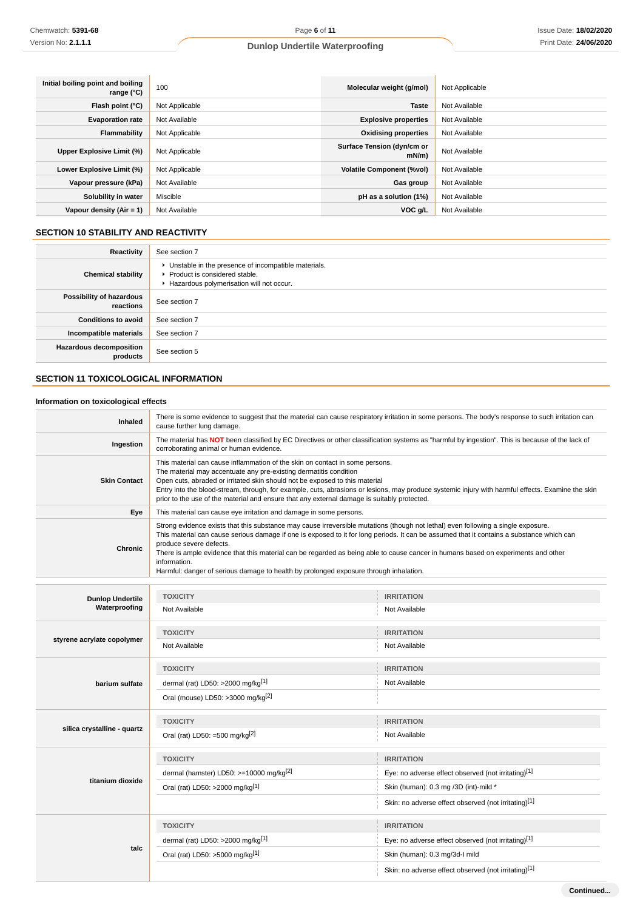| | | | |
|---|---|---|---|
| **Initial boiling point and boiling range (°C)** | 100 | **Molecular weight (g/mol)** | Not Applicable |
| **Flash point (°C)** | Not Applicable | **Taste** | Not Available |
| **Evaporation rate** | Not Available | **Explosive properties** | Not Available |
| **Flammability** | Not Applicable | **Oxidising properties** | Not Available |
| **Upper Explosive Limit (%)** | Not Applicable | **Surface Tension (dyn/cm or mN/m)** | Not Available |
| **Lower Explosive Limit (%)** | Not Applicable | **Volatile Component (%vol)** | Not Available |
| **Vapour pressure (kPa)** | Not Available | **Gas group** | Not Available |
| **Solubility in water** | Miscible | **pH as a solution (1%)** | Not Available |
| **Vapour density (Air = 1)** | Not Available | **VOC g/L** | Not Available |

## SECTION 10 STABILITY AND REACTIVITY

| | |
|---|---|
| **Reactivity** | See section 7 |
| **Chemical stability** | ‣ Unstable in the presence of incompatible materials.<br>‣ Product is considered stable.<br>‣ Hazardous polymerisation will not occur. |
| **Possibility of hazardous reactions** | See section 7 |
| **Conditions to avoid** | See section 7 |
| **Incompatible materials** | See section 7 |
| **Hazardous decomposition products** | See section 5 |

## SECTION 11 TOXICOLOGICAL INFORMATION

### Information on toxicological effects

| | |
|---|---|
| **Inhaled** | There is some evidence to suggest that the material can cause respiratory irritation in some persons. The body's response to such irritation can cause further lung damage. |
| **Ingestion** | The material has **NOT** been classified by EC Directives or other classification systems as "harmful by ingestion". This is because of the lack of corroborating animal or human evidence. |
| **Skin Contact** | This material can cause inflammation of the skin on contact in some persons.<br>The material may accentuate any pre-existing dermatitis condition<br>Open cuts, abraded or irritated skin should not be exposed to this material<br>Entry into the blood-stream, through, for example, cuts, abrasions or lesions, may produce systemic injury with harmful effects. Examine the skin prior to the use of the material and ensure that any external damage is suitably protected. |
| **Eye** | This material can cause eye irritation and damage in some persons. |
| **Chronic** | Strong evidence exists that this substance may cause irreversible mutations (though not lethal) even following a single exposure.<br>This material can cause serious damage if one is exposed to it for long periods. It can be assumed that it contains a substance which can produce severe defects.<br>There is ample evidence that this material can be regarded as being able to cause cancer in humans based on experiments and other information.<br>Harmful: danger of serious damage to health by prolonged exposure through inhalation. |

| | TOXICITY | IRRITATION |
|---|---|---|
| **Dunlop Undertile Waterproofing** | Not Available | Not Available |
| **styrene acrylate copolymer** | Not Available | Not Available |
| **barium sulfate** | dermal (rat) LD50: >2000 mg/kg[1] | Not Available |
| | Oral (mouse) LD50: >3000 mg/kg[2] | |
| **silica crystalline - quartz** | Oral (rat) LD50: =500 mg/kg[2] | Not Available |
| **titanium dioxide** | dermal (hamster) LD50: >=10000 mg/kg[2] | Eye: no adverse effect observed (not irritating)[1] |
| | Oral (rat) LD50: >2000 mg/kg[1] | Skin (human): 0.3 mg /3D (int)-mild * |
| | | Skin: no adverse effect observed (not irritating)[1] |
| **talc** | dermal (rat) LD50: >2000 mg/kg[1] | Eye: no adverse effect observed (not irritating)[1] |
| | Oral (rat) LD50: >5000 mg/kg[1] | Skin (human): 0.3 mg/3d-I mild |
| | | Skin: no adverse effect observed (not irritating)[1] |

Continued...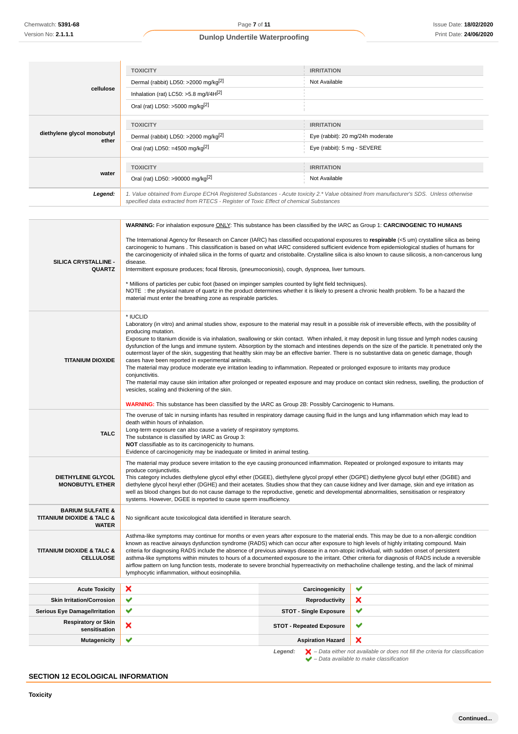| | TOXICITY | IRRITATION |
|---|---|---|
| **cellulose** | Dermal (rabbit) LD50: >2000 mg/kg[2] | Not Available |
| | Inhalation (rat) LC50: >5.8 mg/l/4H[2] | |
| | Oral (rat) LD50: >5000 mg/kg[2] | |
| | **TOXICITY** | **IRRITATION** |
| **diethylene glycol monobutyl ether** | Dermal (rabbit) LD50: >2000 mg/kg[2] | Eye (rabbit): 20 mg/24h moderate |
| | Oral (rat) LD50: =4500 mg/kg[2] | Eye (rabbit): 5 mg - SEVERE |
| | **TOXICITY** | **IRRITATION** |
| **water** | Oral (rat) LD50: >90000 mg/kg[2] | Not Available |
| ***Legend:*** | *1. Value obtained from Europe ECHA Registered Substances - Acute toxicity 2.\* Value obtained from manufacturer's SDS. Unless otherwise specified data extracted from RTECS - Register of Toxic Effect of chemical Substances* | |

| | |
|---|---|
| **SILICA CRYSTALLINE - QUARTZ** | **WARNING:** For inhalation exposure ONLY: This substance has been classified by the IARC as Group 1: **CARCINOGENIC TO HUMANS**<br><br>The International Agency for Research on Cancer (IARC) has classified occupational exposures to **respirable** (<5 um) crystalline silica as being carcinogenic to humans . This classification is based on what IARC considered sufficient evidence from epidemiological studies of humans for the carcinogenicity of inhaled silica in the forms of quartz and cristobalite. Crystalline silica is also known to cause silicosis, a non-cancerous lung disease.<br>Intermittent exposure produces; focal fibrosis, (pneumoconiosis), cough, dyspnoea, liver tumours.<br><br>\* Millions of particles per cubic foot (based on impinger samples counted by light field techniques).<br>NOTE : the physical nature of quartz in the product determines whether it is likely to present a chronic health problem. To be a hazard the material must enter the breathing zone as respirable particles. |
| **TITANIUM DIOXIDE** | \* IUCLID<br>Laboratory (in vitro) and animal studies show, exposure to the material may result in a possible risk of irreversible effects, with the possibility of producing mutation.<br>Exposure to titanium dioxide is via inhalation, swallowing or skin contact. When inhaled, it may deposit in lung tissue and lymph nodes causing dysfunction of the lungs and immune system. Absorption by the stomach and intestines depends on the size of the particle. It penetrated only the outermost layer of the skin, suggesting that healthy skin may be an effective barrier. There is no substantive data on genetic damage, though cases have been reported in experimental animals.<br>The material may produce moderate eye irritation leading to inflammation. Repeated or prolonged exposure to irritants may produce conjunctivitis.<br>The material may cause skin irritation after prolonged or repeated exposure and may produce on contact skin redness, swelling, the production of vesicles, scaling and thickening of the skin.<br><br>**WARNING:** This substance has been classified by the IARC as Group 2B: Possibly Carcinogenic to Humans. |
| **TALC** | The overuse of talc in nursing infants has resulted in respiratory damage causing fluid in the lungs and lung inflammation which may lead to death within hours of inhalation.<br>Long-term exposure can also cause a variety of respiratory symptoms.<br>The substance is classified by IARC as Group 3:<br>**NOT** classifiable as to its carcinogenicity to humans.<br>Evidence of carcinogenicity may be inadequate or limited in animal testing. |
| **DIETHYLENE GLYCOL MONOBUTYL ETHER** | The material may produce severe irritation to the eye causing pronounced inflammation. Repeated or prolonged exposure to irritants may produce conjunctivitis.<br>This category includes diethylene glycol ethyl ether (DGEE), diethylene glycol propyl ether (DGPE) diethylene glycol butyl ether (DGBE) and diethylene glycol hexyl ether (DGHE) and their acetates. Studies show that they can cause kidney and liver damage, skin and eye irritation as well as blood changes but do not cause damage to the reproductive, genetic and developmental abnormalities, sensitisation or respiratory systems. However, DGEE is reported to cause sperm insufficiency. |
| **BARIUM SULFATE & TITANIUM DIOXIDE & TALC & WATER** | No significant acute toxicological data identified in literature search. |
| **TITANIUM DIOXIDE & TALC & CELLULOSE** | Asthma-like symptoms may continue for months or even years after exposure to the material ends. This may be due to a non-allergic condition known as reactive airways dysfunction syndrome (RADS) which can occur after exposure to high levels of highly irritating compound. Main criteria for diagnosing RADS include the absence of previous airways disease in a non-atopic individual, with sudden onset of persistent asthma-like symptoms within minutes to hours of a documented exposure to the irritant. Other criteria for diagnosis of RADS include a reversible airflow pattern on lung function tests, moderate to severe bronchial hyperreactivity on methacholine challenge testing, and the lack of minimal lymphocytic inflammation, without eosinophilia. |

| | | | |
|---|---|---|---|
| **Acute Toxicity** | ✘ | **Carcinogenicity** | ✔ |
| **Skin Irritation/Corrosion** | ✔ | **Reproductivity** | ✘ |
| **Serious Eye Damage/Irritation** | ✔ | **STOT - Single Exposure** | ✔ |
| **Respiratory or Skin sensitisation** | ✘ | **STOT - Repeated Exposure** | ✔ |
| **Mutagenicity** | ✔ | **Aspiration Hazard** | ✘ |

***Legend:*** ✘ *– Data either not available or does not fill the criteria for classification*
✔ *– Data available to make classification*

## SECTION 12 ECOLOGICAL INFORMATION

**Toxicity**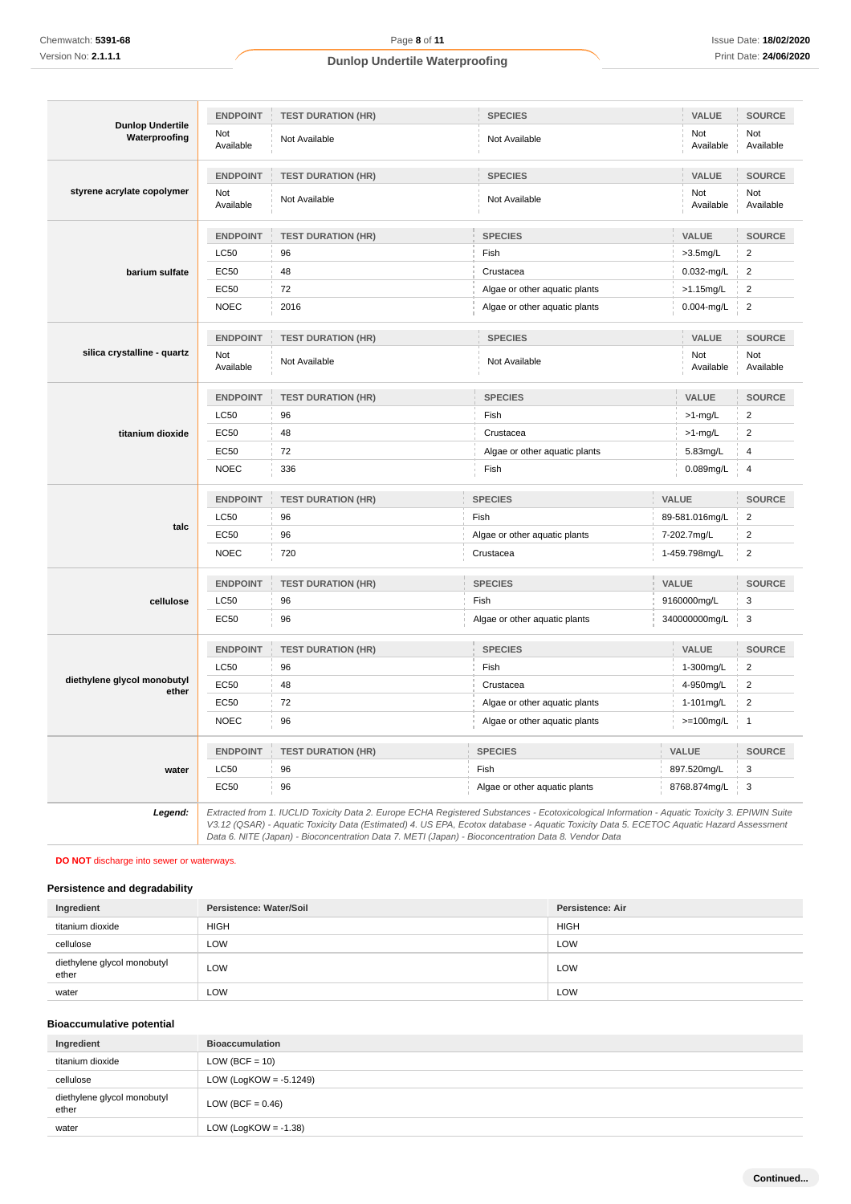| Dunlop Undertile Waterproofing | ENDPOINT | TEST DURATION (HR) | SPECIES | VALUE | SOURCE |
|---|---|---|---|---|---|
| | Not Available | Not Available | Not Available | Not Available | Not Available |

| styrene acrylate copolymer | ENDPOINT | TEST DURATION (HR) | SPECIES | VALUE | SOURCE |
|---|---|---|---|---|---|
| | Not Available | Not Available | Not Available | Not Available | Not Available |

| barium sulfate | ENDPOINT | TEST DURATION (HR) | SPECIES | VALUE | SOURCE |
|---|---|---|---|---|---|
| | LC50 | 96 | Fish | >3.5mg/L | 2 |
| | EC50 | 48 | Crustacea | 0.032-mg/L | 2 |
| | EC50 | 72 | Algae or other aquatic plants | >1.15mg/L | 2 |
| | NOEC | 2016 | Algae or other aquatic plants | 0.004-mg/L | 2 |

| silica crystalline - quartz | ENDPOINT | TEST DURATION (HR) | SPECIES | VALUE | SOURCE |
|---|---|---|---|---|---|
| | Not Available | Not Available | Not Available | Not Available | Not Available |

| titanium dioxide | ENDPOINT | TEST DURATION (HR) | SPECIES | VALUE | SOURCE |
|---|---|---|---|---|---|
| | LC50 | 96 | Fish | >1-mg/L | 2 |
| | EC50 | 48 | Crustacea | >1-mg/L | 2 |
| | EC50 | 72 | Algae or other aquatic plants | 5.83mg/L | 4 |
| | NOEC | 336 | Fish | 0.089mg/L | 4 |

| talc | ENDPOINT | TEST DURATION (HR) | SPECIES | VALUE | SOURCE |
|---|---|---|---|---|---|
| | LC50 | 96 | Fish | 89-581.016mg/L | 2 |
| | EC50 | 96 | Algae or other aquatic plants | 7-202.7mg/L | 2 |
| | NOEC | 720 | Crustacea | 1-459.798mg/L | 2 |

| cellulose | ENDPOINT | TEST DURATION (HR) | SPECIES | VALUE | SOURCE |
|---|---|---|---|---|---|
| | LC50 | 96 | Fish | 9160000mg/L | 3 |
| | EC50 | 96 | Algae or other aquatic plants | 340000000mg/L | 3 |

| diethylene glycol monobutyl ether | ENDPOINT | TEST DURATION (HR) | SPECIES | VALUE | SOURCE |
|---|---|---|---|---|---|
| | LC50 | 96 | Fish | 1-300mg/L | 2 |
| | EC50 | 48 | Crustacea | 4-950mg/L | 2 |
| | EC50 | 72 | Algae or other aquatic plants | 1-101mg/L | 2 |
| | NOEC | 96 | Algae or other aquatic plants | >=100mg/L | 1 |

| water | ENDPOINT | TEST DURATION (HR) | SPECIES | VALUE | SOURCE |
|---|---|---|---|---|---|
| | LC50 | 96 | Fish | 897.520mg/L | 3 |
| | EC50 | 96 | Algae or other aquatic plants | 8768.874mg/L | 3 |

***Legend:*** *Extracted from 1. IUCLID Toxicity Data 2. Europe ECHA Registered Substances - Ecotoxicological Information - Aquatic Toxicity 3. EPIWIN Suite V3.12 (QSAR) - Aquatic Toxicity Data (Estimated) 4. US EPA, Ecotox database - Aquatic Toxicity Data 5. ECETOC Aquatic Hazard Assessment Data 6. NITE (Japan) - Bioconcentration Data 7. METI (Japan) - Bioconcentration Data 8. Vendor Data*

**DO NOT** discharge into sewer or waterways.

### Persistence and degradability

| Ingredient | Persistence: Water/Soil | Persistence: Air |
|---|---|---|
| titanium dioxide | HIGH | HIGH |
| cellulose | LOW | LOW |
| diethylene glycol monobutyl ether | LOW | LOW |
| water | LOW | LOW |

### Bioaccumulative potential

| Ingredient | Bioaccumulation |
|---|---|
| titanium dioxide | LOW (BCF = 10) |
| cellulose | LOW (LogKOW = -5.1249) |
| diethylene glycol monobutyl ether | LOW (BCF = 0.46) |
| water | LOW (LogKOW = -1.38) |

**Continued...**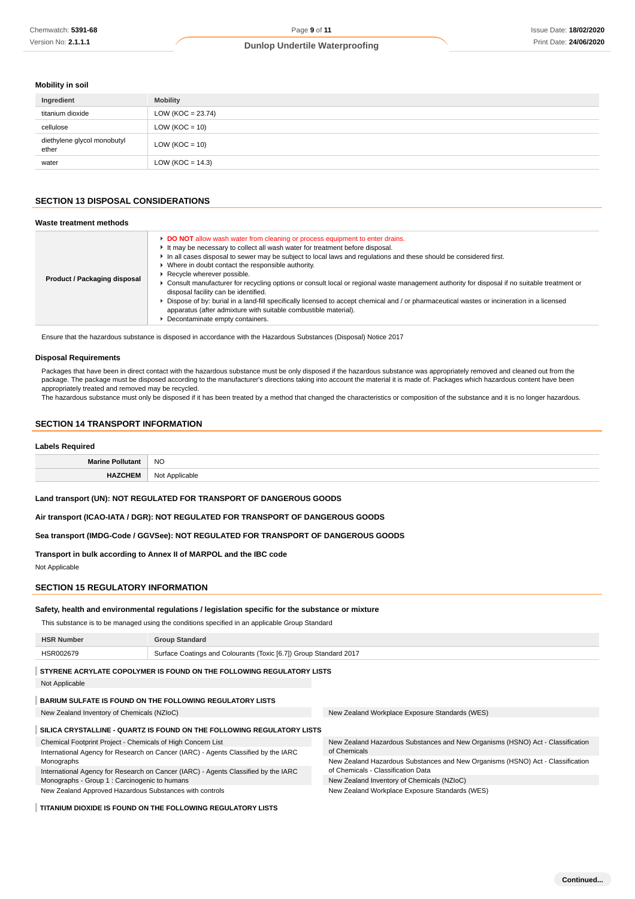### Mobility in soil

| Ingredient | Mobility |
|---|---|
| titanium dioxide | LOW (KOC = 23.74) |
| cellulose | LOW (KOC = 10) |
| diethylene glycol monobutyl ether | LOW (KOC = 10) |
| water | LOW (KOC = 14.3) |

## SECTION 13 DISPOSAL CONSIDERATIONS

### Waste treatment methods

| | |
|---|---|
| **Product / Packaging disposal** | ▸ **DO NOT** allow wash water from cleaning or process equipment to enter drains.<br>▸ It may be necessary to collect all wash water for treatment before disposal.<br>▸ In all cases disposal to sewer may be subject to local laws and regulations and these should be considered first.<br>▸ Where in doubt contact the responsible authority.<br>▸ Recycle wherever possible.<br>▸ Consult manufacturer for recycling options or consult local or regional waste management authority for disposal if no suitable treatment or disposal facility can be identified.<br>▸ Dispose of by: burial in a land-fill specifically licensed to accept chemical and / or pharmaceutical wastes or incineration in a licensed apparatus (after admixture with suitable combustible material).<br>▸ Decontaminate empty containers. |

Ensure that the hazardous substance is disposed in accordance with the Hazardous Substances (Disposal) Notice 2017

### Disposal Requirements

Packages that have been in direct contact with the hazardous substance must be only disposed if the hazardous substance was appropriately removed and cleaned out from the package. The package must be disposed according to the manufacturer's directions taking into account the material it is made of. Packages which hazardous content have been appropriately treated and removed may be recycled.
The hazardous substance must only be disposed if it has been treated by a method that changed the characteristics or composition of the substance and it is no longer hazardous.

## SECTION 14 TRANSPORT INFORMATION

### Labels Required

| | |
|---|---|
| **Marine Pollutant** | NO |
| **HAZCHEM** | Not Applicable |

**Land transport (UN): NOT REGULATED FOR TRANSPORT OF DANGEROUS GOODS**

**Air transport (ICAO-IATA / DGR): NOT REGULATED FOR TRANSPORT OF DANGEROUS GOODS**

**Sea transport (IMDG-Code / GGVSee): NOT REGULATED FOR TRANSPORT OF DANGEROUS GOODS**

**Transport in bulk according to Annex II of MARPOL and the IBC code**

Not Applicable

## SECTION 15 REGULATORY INFORMATION

### Safety, health and environmental regulations / legislation specific for the substance or mixture

This substance is to be managed using the conditions specified in an applicable Group Standard

| HSR Number | Group Standard |
|---|---|
| HSR002679 | Surface Coatings and Colourants (Toxic [6.7]) Group Standard 2017 |

**STYRENE ACRYLATE COPOLYMER IS FOUND ON THE FOLLOWING REGULATORY LISTS**

Not Applicable

**BARIUM SULFATE IS FOUND ON THE FOLLOWING REGULATORY LISTS**

- New Zealand Inventory of Chemicals (NZIoC)
- New Zealand Workplace Exposure Standards (WES)

**SILICA CRYSTALLINE - QUARTZ IS FOUND ON THE FOLLOWING REGULATORY LISTS**

- Chemical Footprint Project - Chemicals of High Concern List
- International Agency for Research on Cancer (IARC) - Agents Classified by the IARC Monographs
- International Agency for Research on Cancer (IARC) - Agents Classified by the IARC Monographs - Group 1 : Carcinogenic to humans
- New Zealand Approved Hazardous Substances with controls
- New Zealand Hazardous Substances and New Organisms (HSNO) Act - Classification of Chemicals
- New Zealand Hazardous Substances and New Organisms (HSNO) Act - Classification of Chemicals - Classification Data
- New Zealand Inventory of Chemicals (NZIoC)
- New Zealand Workplace Exposure Standards (WES)

**TITANIUM DIOXIDE IS FOUND ON THE FOLLOWING REGULATORY LISTS**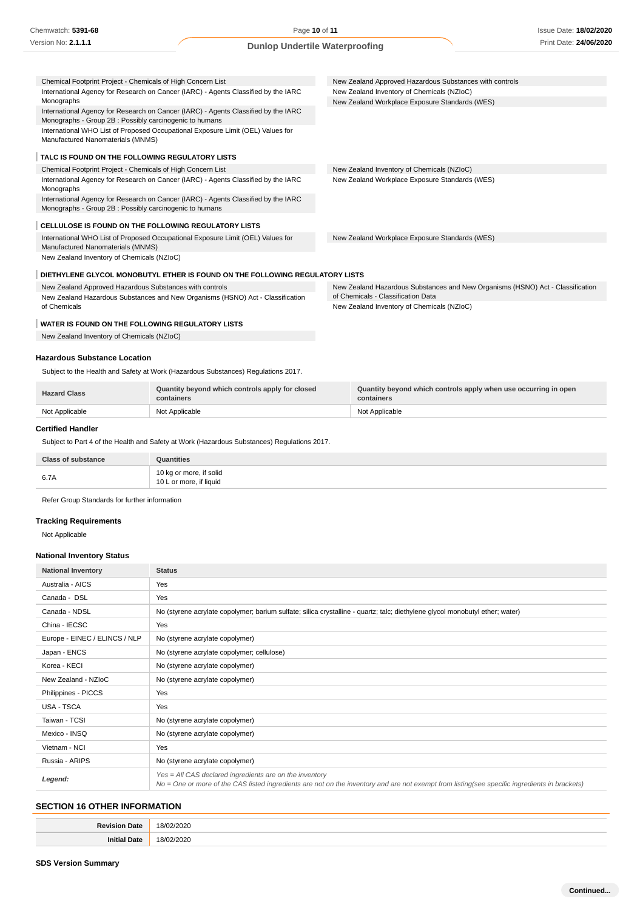| | |
|---|---|
| Chemical Footprint Project - Chemicals of High Concern List | New Zealand Approved Hazardous Substances with controls |
| International Agency for Research on Cancer (IARC) - Agents Classified by the IARC Monographs | New Zealand Inventory of Chemicals (NZIoC) |
| International Agency for Research on Cancer (IARC) - Agents Classified by the IARC Monographs - Group 2B : Possibly carcinogenic to humans | New Zealand Workplace Exposure Standards (WES) |
| International WHO List of Proposed Occupational Exposure Limit (OEL) Values for Manufactured Nanomaterials (MNMS) | |

### TALC IS FOUND ON THE FOLLOWING REGULATORY LISTS

| | |
|---|---|
| Chemical Footprint Project - Chemicals of High Concern List | New Zealand Inventory of Chemicals (NZIoC) |
| International Agency for Research on Cancer (IARC) - Agents Classified by the IARC Monographs | New Zealand Workplace Exposure Standards (WES) |
| International Agency for Research on Cancer (IARC) - Agents Classified by the IARC Monographs - Group 2B : Possibly carcinogenic to humans | |

### CELLULOSE IS FOUND ON THE FOLLOWING REGULATORY LISTS

| | |
|---|---|
| International WHO List of Proposed Occupational Exposure Limit (OEL) Values for Manufactured Nanomaterials (MNMS) | New Zealand Workplace Exposure Standards (WES) |
| New Zealand Inventory of Chemicals (NZIoC) | |

### DIETHYLENE GLYCOL MONOBUTYL ETHER IS FOUND ON THE FOLLOWING REGULATORY LISTS

| | |
|---|---|
| New Zealand Approved Hazardous Substances with controls | New Zealand Hazardous Substances and New Organisms (HSNO) Act - Classification of Chemicals - Classification Data |
| New Zealand Hazardous Substances and New Organisms (HSNO) Act - Classification of Chemicals | New Zealand Inventory of Chemicals (NZIoC) |

### WATER IS FOUND ON THE FOLLOWING REGULATORY LISTS

New Zealand Inventory of Chemicals (NZIoC)

### Hazardous Substance Location

Subject to the Health and Safety at Work (Hazardous Substances) Regulations 2017.

| Hazard Class | Quantity beyond which controls apply for closed containers | Quantity beyond which controls apply when use occurring in open containers |
|---|---|---|
| Not Applicable | Not Applicable | Not Applicable |

### Certified Handler

Subject to Part 4 of the Health and Safety at Work (Hazardous Substances) Regulations 2017.

| Class of substance | Quantities |
|---|---|
| 6.7A | 10 kg or more, if solid<br>10 L or more, if liquid |

Refer Group Standards for further information

### Tracking Requirements

Not Applicable

### National Inventory Status

| National Inventory | Status |
|---|---|
| Australia - AICS | Yes |
| Canada - DSL | Yes |
| Canada - NDSL | No (styrene acrylate copolymer; barium sulfate; silica crystalline - quartz; talc; diethylene glycol monobutyl ether; water) |
| China - IECSC | Yes |
| Europe - EINEC / ELINCS / NLP | No (styrene acrylate copolymer) |
| Japan - ENCS | No (styrene acrylate copolymer; cellulose) |
| Korea - KECI | No (styrene acrylate copolymer) |
| New Zealand - NZIoC | No (styrene acrylate copolymer) |
| Philippines - PICCS | Yes |
| USA - TSCA | Yes |
| Taiwan - TCSI | No (styrene acrylate copolymer) |
| Mexico - INSQ | No (styrene acrylate copolymer) |
| Vietnam - NCI | Yes |
| Russia - ARIPS | No (styrene acrylate copolymer) |
| *Legend:* | *Yes = All CAS declared ingredients are on the inventory*<br>*No = One or more of the CAS listed ingredients are not on the inventory and are not exempt from listing(see specific ingredients in brackets)* |

## SECTION 16 OTHER INFORMATION

| | |
|---|---|
| **Revision Date** | 18/02/2020 |
| **Initial Date** | 18/02/2020 |

### SDS Version Summary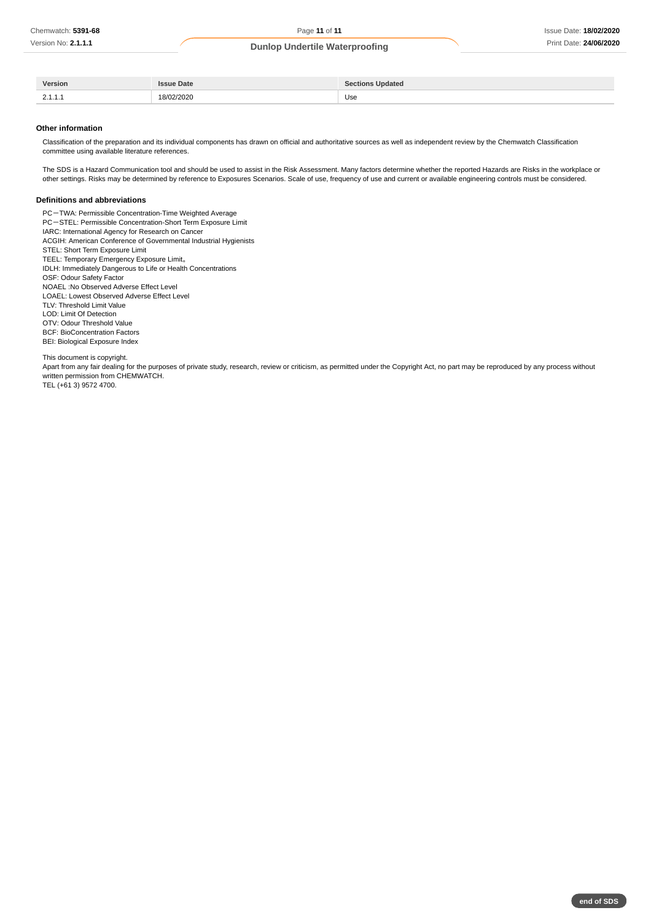| Version | Issue Date | Sections Updated |
| --- | --- | --- |
| 2.1.1.1 | 18/02/2020 | Use |

### Other information

Classification of the preparation and its individual components has drawn on official and authoritative sources as well as independent review by the Chemwatch Classification committee using available literature references.

The SDS is a Hazard Communication tool and should be used to assist in the Risk Assessment. Many factors determine whether the reported Hazards are Risks in the workplace or other settings. Risks may be determined by reference to Exposures Scenarios. Scale of use, frequency of use and current or available engineering controls must be considered.

### Definitions and abbreviations

PC－TWA: Permissible Concentration-Time Weighted Average
PC－STEL: Permissible Concentration-Short Term Exposure Limit
IARC: International Agency for Research on Cancer
ACGIH: American Conference of Governmental Industrial Hygienists
STEL: Short Term Exposure Limit
TEEL: Temporary Emergency Exposure Limit。
IDLH: Immediately Dangerous to Life or Health Concentrations
OSF: Odour Safety Factor
NOAEL :No Observed Adverse Effect Level
LOAEL: Lowest Observed Adverse Effect Level
TLV: Threshold Limit Value
LOD: Limit Of Detection
OTV: Odour Threshold Value
BCF: BioConcentration Factors
BEI: Biological Exposure Index

This document is copyright.
Apart from any fair dealing for the purposes of private study, research, review or criticism, as permitted under the Copyright Act, no part may be reproduced by any process without written permission from CHEMWATCH.
TEL (+61 3) 9572 4700.

**end of SDS**